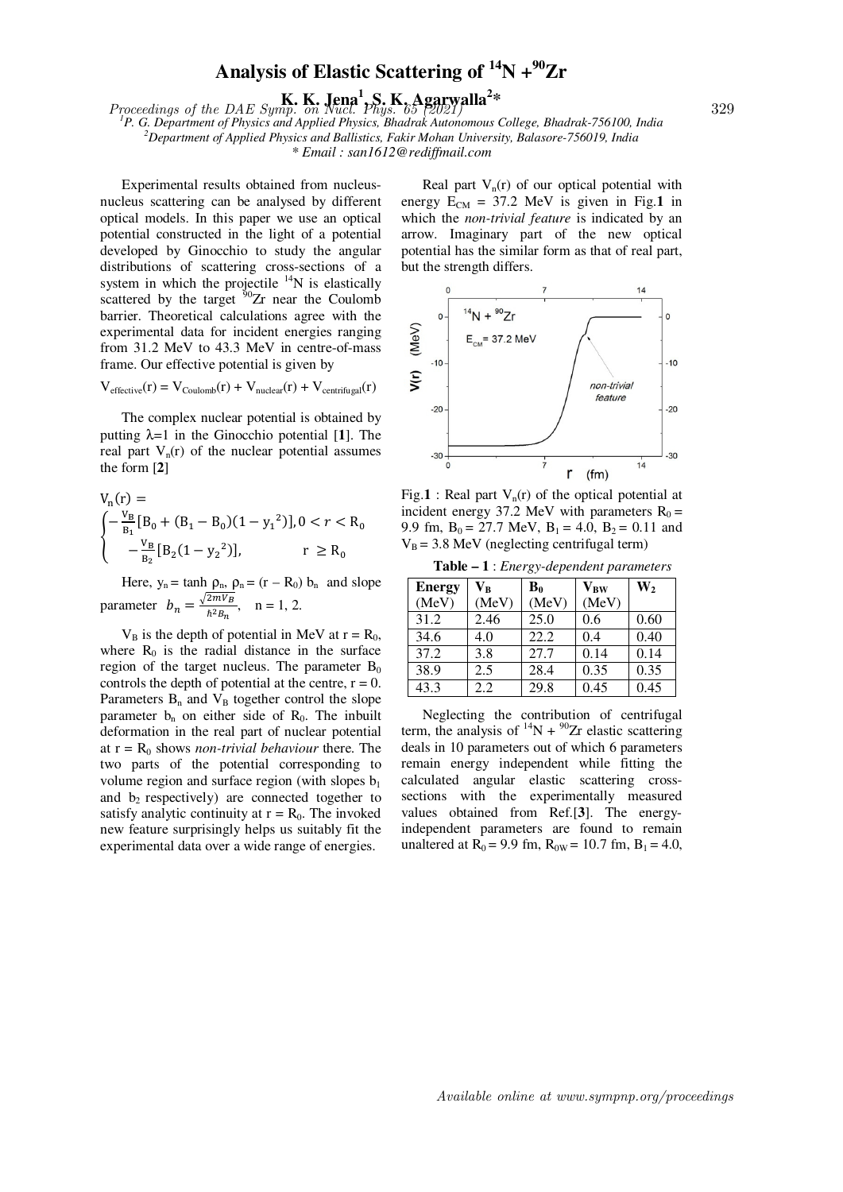# Analysis of Elastic Scattering of $^{14}N + ^{90}Zr$

**K. K. Jena[1], S. K. Agarwalla[2]***

[1] *P. G. Department of Physics and Applied Physics, Bhadrak Autonomous College, Bhadrak-756100, India*
[2] *Department of Applied Physics and Ballistics, Fakir Mohan University, Balasore-756019, India*
*\* Email : san1612@rediffmail.com*

Experimental results obtained from nucleus-nucleus scattering can be analysed by different optical models. In this paper we use an optical potential constructed in the light of a potential developed by Ginocchio to study the angular distributions of scattering cross-sections of a system in which the projectile $^{14}N$ is elastically scattered by the target $^{90}Zr$ near the Coulomb barrier. Theoretical calculations agree with the experimental data for incident energies ranging from 31.2 MeV to 43.3 MeV in centre-of-mass frame. Our effective potential is given by

$$V_{effective}(r) = V_{Coulomb}(r) + V_{nuclear}(r) + V_{centrifugal}(r)$$

The complex nuclear potential is obtained by putting λ=1 in the Ginocchio potential [**1**]. The real part $V_n(r)$ of the nuclear potential assumes the form [**2**]

$$V_n(r) = \begin{cases} -\frac{V_B}{B_1}[B_0 + (B_1 - B_0)(1 - y_1^2)], 0 < r < R_0 \\ -\frac{V_B}{B_2}[B_2(1 - y_2^2)], \quad r \geq R_0 \end{cases}$$

Here, $y_n = \tanh \rho_n$, $\rho_n = (r - R_0)\, b_n$ and slope parameter $b_n = \frac{\sqrt{2mV_B}}{\hbar^2 B_n}$, n = 1, 2.

$V_B$ is the depth of potential in MeV at $r = R_0$, where $R_0$ is the radial distance in the surface region of the target nucleus. The parameter $B_0$ controls the depth of potential at the centre, r = 0. Parameters $B_n$ and $V_B$ together control the slope parameter $b_n$ on either side of $R_0$. The inbuilt deformation in the real part of nuclear potential at $r = R_0$ shows *non-trivial behaviour* there. The two parts of the potential corresponding to volume region and surface region (with slopes $b_1$ and $b_2$ respectively) are connected together to satisfy analytic continuity at $r = R_0$. The invoked new feature surprisingly helps us suitably fit the experimental data over a wide range of energies.

Real part $V_n(r)$ of our optical potential with energy $E_{CM}$ = 37.2 MeV is given in Fig.**1** in which the *non-trivial feature* is indicated by an arrow. Imaginary part of the new optical potential has the similar form as that of real part, but the strength differs.

Fig.**1** : Real part $V_n(r)$ of the optical potential at incident energy 37.2 MeV with parameters $R_0$ = 9.9 fm, $B_0$ = 27.7 MeV, $B_1$ = 4.0, $B_2$ = 0.11 and $V_B$ = 3.8 MeV (neglecting centrifugal term)

**Table – 1** : *Energy-dependent parameters*

| Energy (MeV) | $V_B$ (MeV) | $B_0$ (MeV) | $V_{BW}$ (MeV) | $W_2$ |
|---|---|---|---|---|
| 31.2 | 2.46 | 25.0 | 0.6 | 0.60 |
| 34.6 | 4.0 | 22.2 | 0.4 | 0.40 |
| 37.2 | 3.8 | 27.7 | 0.14 | 0.14 |
| 38.9 | 2.5 | 28.4 | 0.35 | 0.35 |
| 43.3 | 2.2 | 29.8 | 0.45 | 0.45 |

Neglecting the contribution of centrifugal term, the analysis of $^{14}N + ^{90}Zr$ elastic scattering deals in 10 parameters out of which 6 parameters remain energy independent while fitting the calculated angular elastic scattering cross-sections with the experimentally measured values obtained from Ref.[**3**]. The energy-independent parameters are found to remain unaltered at $R_0$ = 9.9 fm, $R_{0W}$ = 10.7 fm, $B_1$ = 4.0,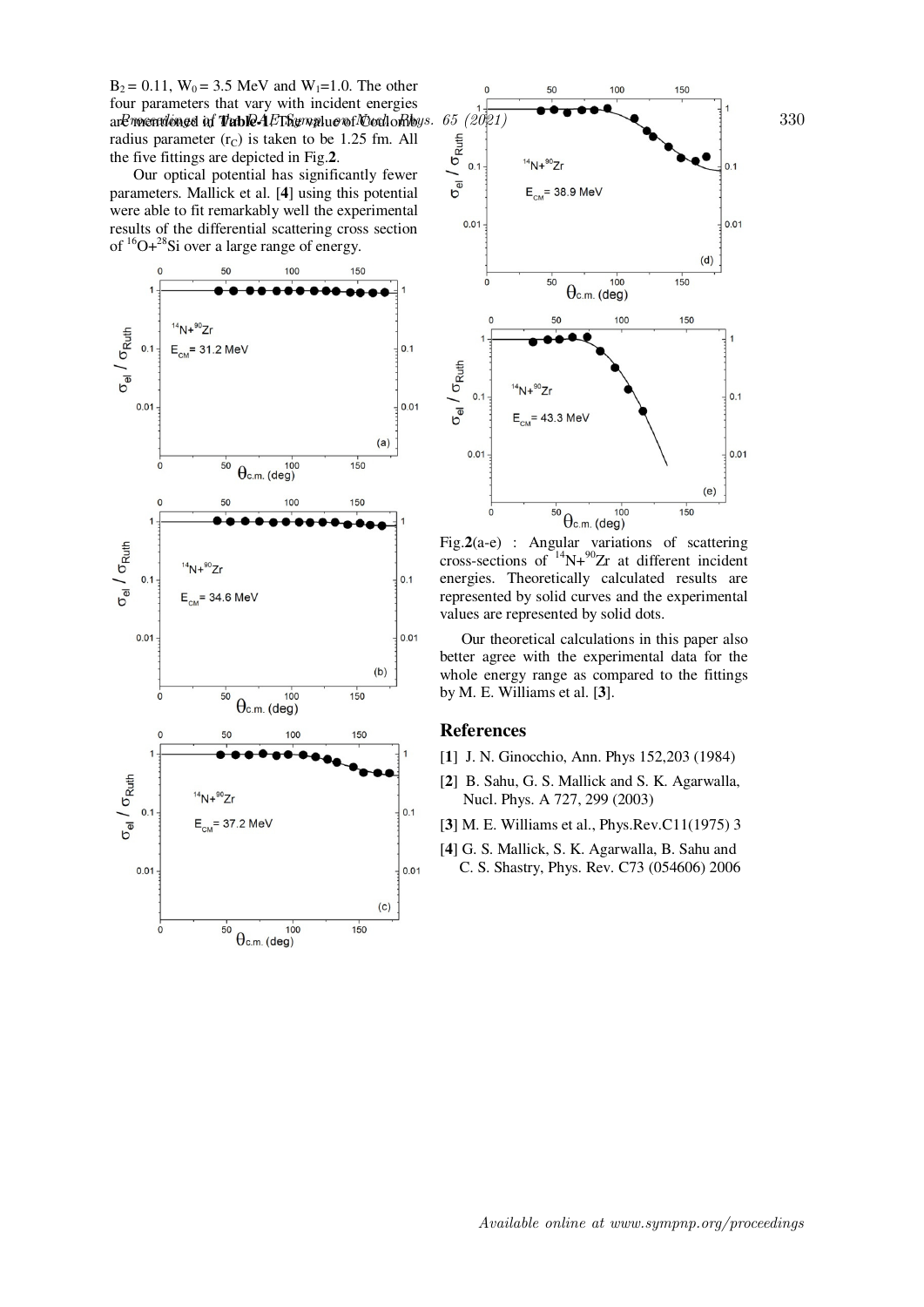$B_2 = 0.11$, $W_0 = 3.5$ MeV and $W_1$=1.0. The other four parameters that vary with incident energies are mentioned in **Table-1**. The value of Coulomb radius parameter ($r_C$) is taken to be 1.25 fm. All the five fittings are depicted in Fig.**2**.

Our optical potential has significantly fewer parameters. Mallick et al. [**4**] using this potential were able to fit remarkably well the experimental results of the differential scattering cross section of $^{16}O+^{28}Si$ over a large range of energy.

$\sigma_{el} / \sigma_{Ruth}$

$^{14}N+^{90}Zr$

$E_{CM}$= 31.2 MeV

(a)

$\theta_{c.m.}$ (deg)

$\sigma_{el} / \sigma_{Ruth}$

$^{14}N+^{90}Zr$

$E_{CM}$= 34.6 MeV

(b)

$\theta_{c.m.}$ (deg)

$\sigma_{el} / \sigma_{Ruth}$

$^{14}N+^{90}Zr$

$E_{CM}$= 37.2 MeV

(c)

$\theta_{c.m.}$ (deg)

$\sigma_{el} / \sigma_{Ruth}$

$^{14}N+^{90}Zr$

$E_{CM}$= 38.9 MeV

(d)

$\theta_{c.m.}$ (deg)

$\sigma_{el} / \sigma_{Ruth}$

$^{14}N+^{90}Zr$

$E_{CM}$= 43.3 MeV

(e)

$\theta_{c.m.}$ (deg)

Fig.**2**(a-e) : Angular variations of scattering cross-sections of $^{14}N+^{90}Zr$ at different incident energies. Theoretically calculated results are represented by solid curves and the experimental values are represented by solid dots.

Our theoretical calculations in this paper also better agree with the experimental data for the whole energy range as compared to the fittings by M. E. Williams et al. [**3**].

## References

[**1**] J. N. Ginocchio, Ann. Phys 152,203 (1984)

[**2**] B. Sahu, G. S. Mallick and S. K. Agarwalla, Nucl. Phys. A 727, 299 (2003)

[**3**] M. E. Williams et al., Phys.Rev.C11(1975) 3

[**4**] G. S. Mallick, S. K. Agarwalla, B. Sahu and C. S. Shastry, Phys. Rev. C73 (054606) 2006